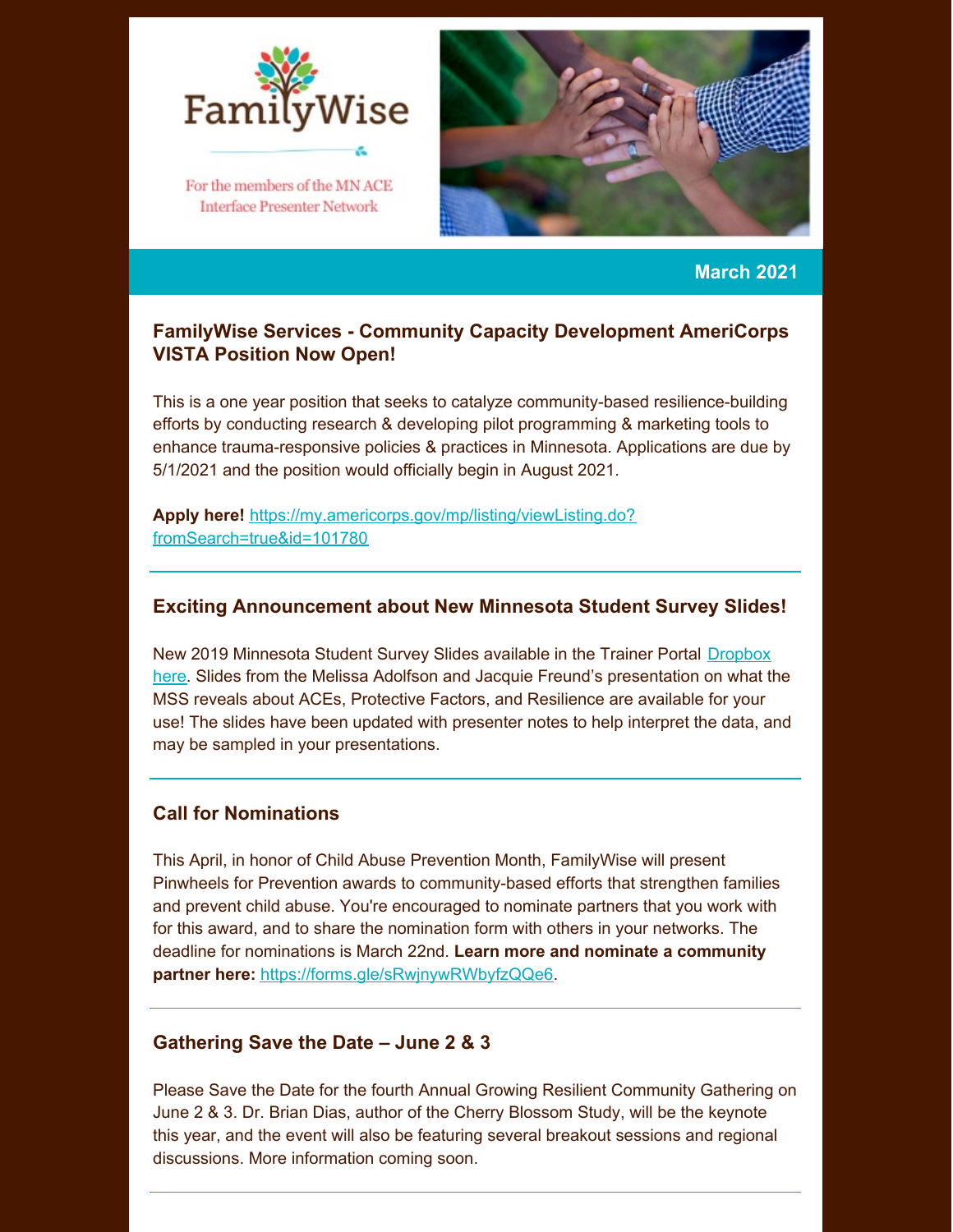FamilyWise

For the members of the MN ACE Interface Presenter Network

**March 2021**

### FamilyWise Services - Community Capacity Development AmeriCorps VISTA Position Now Open!

This is a one year position that seeks to catalyze community-based resilience-building efforts by conducting research & developing pilot programming & marketing tools to enhance trauma-responsive policies & practices in Minnesota. Applications are due by 5/1/2021 and the position would officially begin in August 2021.

**Apply here!** https://my.americorps.gov/mp/listing/viewListing.do?fromSearch=true&id=101780

---

### Exciting Announcement about New Minnesota Student Survey Slides!

New 2019 Minnesota Student Survey Slides available in the Trainer Portal Dropbox here. Slides from the Melissa Adolfson and Jacquie Freund's presentation on what the MSS reveals about ACEs, Protective Factors, and Resilience are available for your use! The slides have been updated with presenter notes to help interpret the data, and may be sampled in your presentations.

---

### Call for Nominations

This April, in honor of Child Abuse Prevention Month, FamilyWise will present Pinwheels for Prevention awards to community-based efforts that strengthen families and prevent child abuse. You're encouraged to nominate partners that you work with for this award, and to share the nomination form with others in your networks. The deadline for nominations is March 22nd. **Learn more and nominate a community partner here:** https://forms.gle/sRwjnywRWbyfzQQe6.

---

### Gathering Save the Date – June 2 & 3

Please Save the Date for the fourth Annual Growing Resilient Community Gathering on June 2 & 3. Dr. Brian Dias, author of the Cherry Blossom Study, will be the keynote this year, and the event will also be featuring several breakout sessions and regional discussions. More information coming soon.

---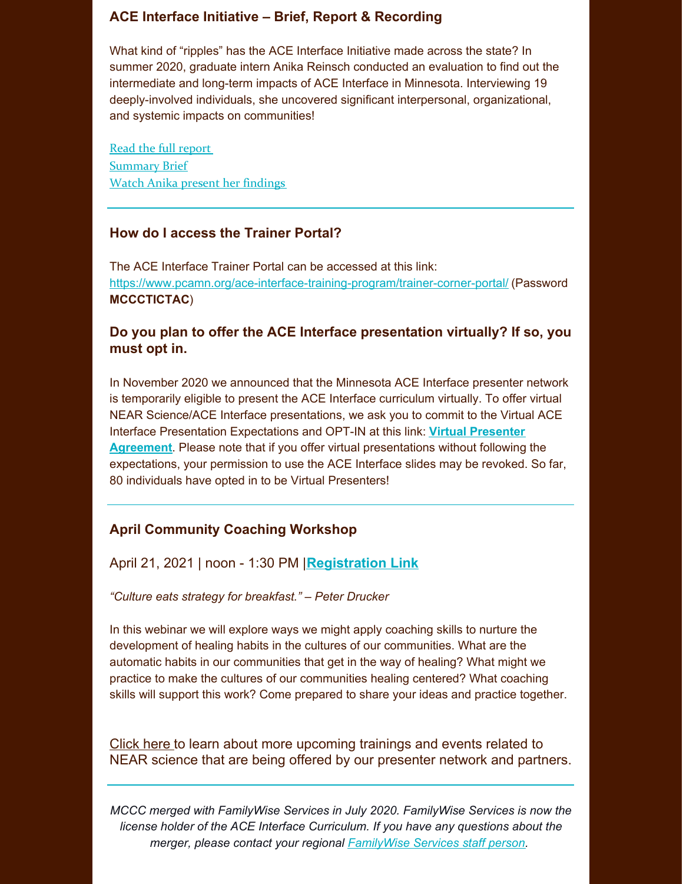### ACE Interface Initiative – Brief, Report & Recording

What kind of "ripples" has the ACE Interface Initiative made across the state? In summer 2020, graduate intern Anika Reinsch conducted an evaluation to find out the intermediate and long-term impacts of ACE Interface in Minnesota. Interviewing 19 deeply-involved individuals, she uncovered significant interpersonal, organizational, and systemic impacts on communities!

Read the full report
Summary Brief
Watch Anika present her findings

---

### How do I access the Trainer Portal?

The ACE Interface Trainer Portal can be accessed at this link: https://www.pcamn.org/ace-interface-training-program/trainer-corner-portal/ (Password **MCCCTICTAC**)

### Do you plan to offer the ACE Interface presentation virtually? If so, you must opt in.

In November 2020 we announced that the Minnesota ACE Interface presenter network is temporarily eligible to present the ACE Interface curriculum virtually. To offer virtual NEAR Science/ACE Interface presentations, we ask you to commit to the Virtual ACE Interface Presentation Expectations and OPT-IN at this link: **Virtual Presenter Agreement**. Please note that if you offer virtual presentations without following the expectations, your permission to use the ACE Interface slides may be revoked. So far, 80 individuals have opted in to be Virtual Presenters!

---

### April Community Coaching Workshop

April 21, 2021 | noon - 1:30 PM |**Registration Link**

*"Culture eats strategy for breakfast." – Peter Drucker*

In this webinar we will explore ways we might apply coaching skills to nurture the development of healing habits in the cultures of our communities. What are the automatic habits in our communities that get in the way of healing? What might we practice to make the cultures of our communities healing centered? What coaching skills will support this work? Come prepared to share your ideas and practice together.

Click here to learn about more upcoming trainings and events related to NEAR science that are being offered by our presenter network and partners.

---

*MCCC merged with FamilyWise Services in July 2020. FamilyWise Services is now the license holder of the ACE Interface Curriculum. If you have any questions about the merger, please contact your regional FamilyWise Services staff person.*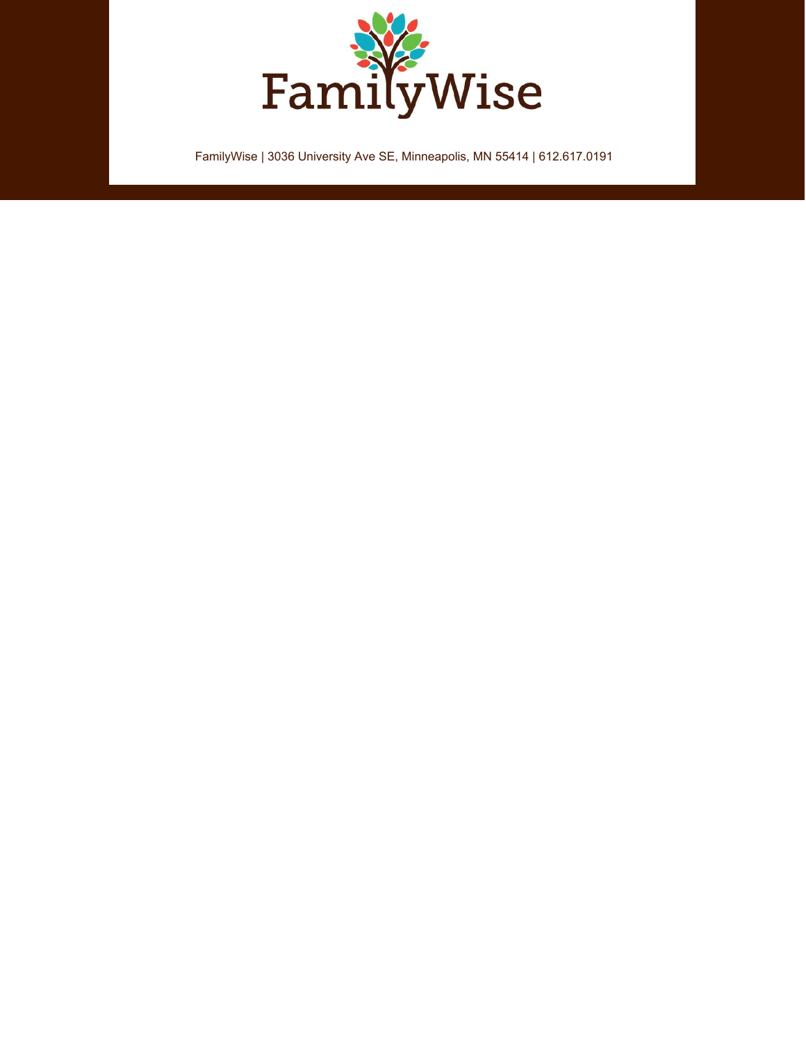FamilyWise | 3036 University Ave SE, Minneapolis, MN 55414 | 612.617.0191